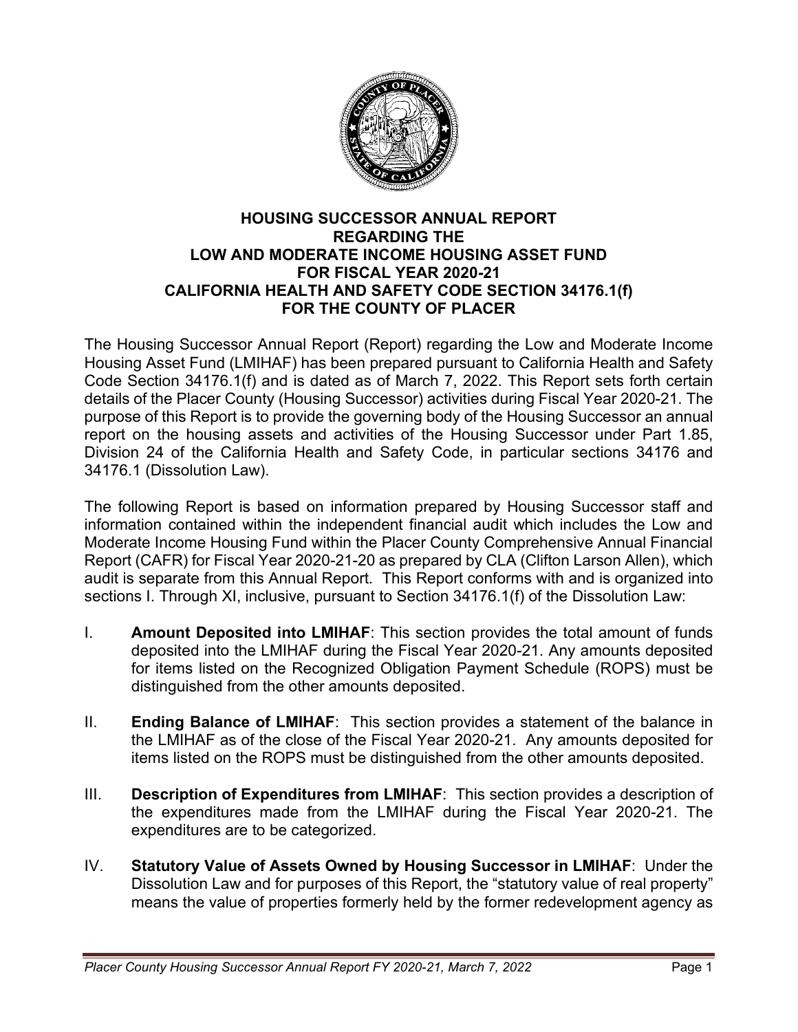# HOUSING SUCCESSOR ANNUAL REPORT REGARDING THE LOW AND MODERATE INCOME HOUSING ASSET FUND FOR FISCAL YEAR 2020-21 CALIFORNIA HEALTH AND SAFETY CODE SECTION 34176.1(f) FOR THE COUNTY OF PLACER

The Housing Successor Annual Report (Report) regarding the Low and Moderate Income Housing Asset Fund (LMIHAF) has been prepared pursuant to California Health and Safety Code Section 34176.1(f) and is dated as of March 7, 2022. This Report sets forth certain details of the Placer County (Housing Successor) activities during Fiscal Year 2020-21. The purpose of this Report is to provide the governing body of the Housing Successor an annual report on the housing assets and activities of the Housing Successor under Part 1.85, Division 24 of the California Health and Safety Code, in particular sections 34176 and 34176.1 (Dissolution Law).

The following Report is based on information prepared by Housing Successor staff and information contained within the independent financial audit which includes the Low and Moderate Income Housing Fund within the Placer County Comprehensive Annual Financial Report (CAFR) for Fiscal Year 2020-21-20 as prepared by CLA (Clifton Larson Allen), which audit is separate from this Annual Report. This Report conforms with and is organized into sections I. Through XI, inclusive, pursuant to Section 34176.1(f) of the Dissolution Law:

I. **Amount Deposited into LMIHAF**: This section provides the total amount of funds deposited into the LMIHAF during the Fiscal Year 2020-21. Any amounts deposited for items listed on the Recognized Obligation Payment Schedule (ROPS) must be distinguished from the other amounts deposited.

II. **Ending Balance of LMIHAF**: This section provides a statement of the balance in the LMIHAF as of the close of the Fiscal Year 2020-21. Any amounts deposited for items listed on the ROPS must be distinguished from the other amounts deposited.

III. **Description of Expenditures from LMIHAF**: This section provides a description of the expenditures made from the LMIHAF during the Fiscal Year 2020-21. The expenditures are to be categorized.

IV. **Statutory Value of Assets Owned by Housing Successor in LMIHAF**: Under the Dissolution Law and for purposes of this Report, the "statutory value of real property" means the value of properties formerly held by the former redevelopment agency as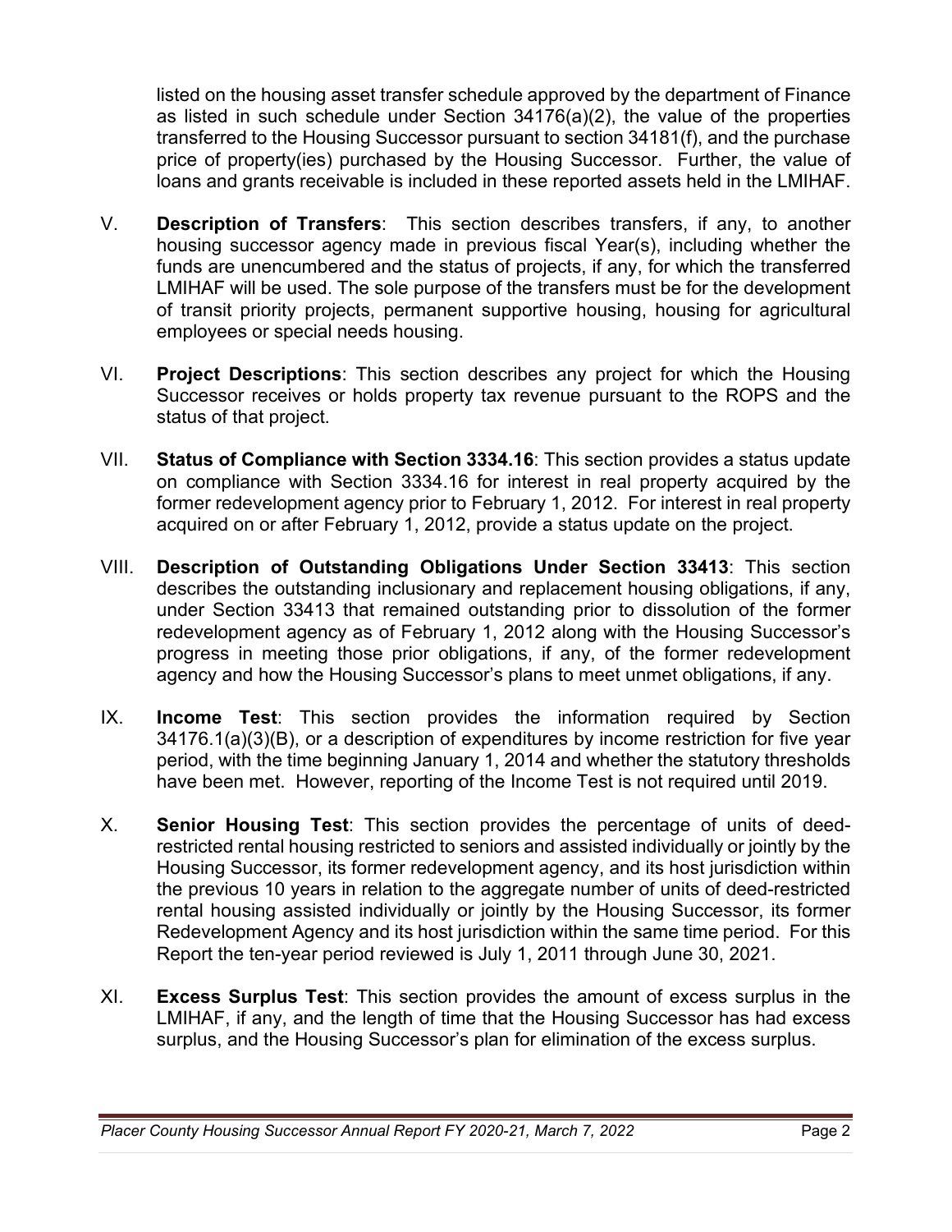listed on the housing asset transfer schedule approved by the department of Finance as listed in such schedule under Section 34176(a)(2), the value of the properties transferred to the Housing Successor pursuant to section 34181(f), and the purchase price of property(ies) purchased by the Housing Successor. Further, the value of loans and grants receivable is included in these reported assets held in the LMIHAF.

V. **Description of Transfers**: This section describes transfers, if any, to another housing successor agency made in previous fiscal Year(s), including whether the funds are unencumbered and the status of projects, if any, for which the transferred LMIHAF will be used. The sole purpose of the transfers must be for the development of transit priority projects, permanent supportive housing, housing for agricultural employees or special needs housing.

VI. **Project Descriptions**: This section describes any project for which the Housing Successor receives or holds property tax revenue pursuant to the ROPS and the status of that project.

VII. **Status of Compliance with Section 3334.16**: This section provides a status update on compliance with Section 3334.16 for interest in real property acquired by the former redevelopment agency prior to February 1, 2012. For interest in real property acquired on or after February 1, 2012, provide a status update on the project.

VIII. **Description of Outstanding Obligations Under Section 33413**: This section describes the outstanding inclusionary and replacement housing obligations, if any, under Section 33413 that remained outstanding prior to dissolution of the former redevelopment agency as of February 1, 2012 along with the Housing Successor's progress in meeting those prior obligations, if any, of the former redevelopment agency and how the Housing Successor's plans to meet unmet obligations, if any.

IX. **Income Test**: This section provides the information required by Section 34176.1(a)(3)(B), or a description of expenditures by income restriction for five year period, with the time beginning January 1, 2014 and whether the statutory thresholds have been met. However, reporting of the Income Test is not required until 2019.

X. **Senior Housing Test**: This section provides the percentage of units of deed-restricted rental housing restricted to seniors and assisted individually or jointly by the Housing Successor, its former redevelopment agency, and its host jurisdiction within the previous 10 years in relation to the aggregate number of units of deed-restricted rental housing assisted individually or jointly by the Housing Successor, its former Redevelopment Agency and its host jurisdiction within the same time period. For this Report the ten-year period reviewed is July 1, 2011 through June 30, 2021.

XI. **Excess Surplus Test**: This section provides the amount of excess surplus in the LMIHAF, if any, and the length of time that the Housing Successor has had excess surplus, and the Housing Successor's plan for elimination of the excess surplus.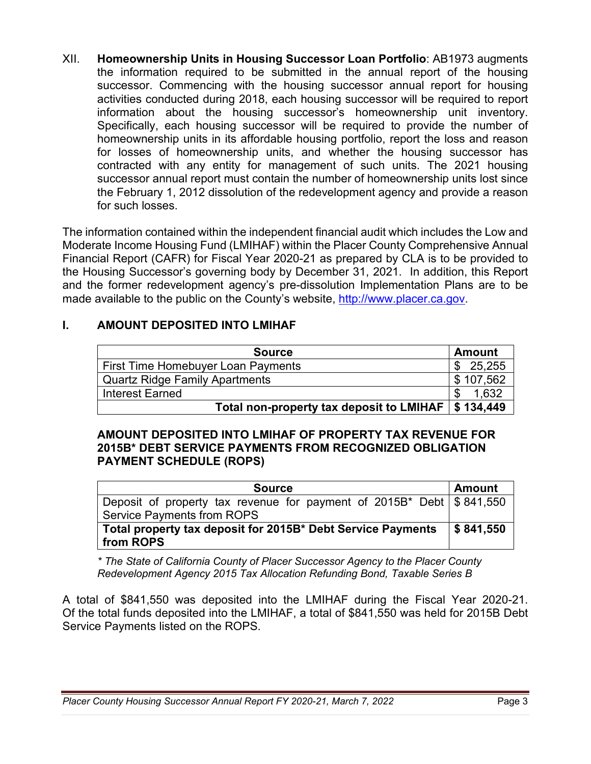XII. **Homeownership Units in Housing Successor Loan Portfolio**: AB1973 augments the information required to be submitted in the annual report of the housing successor. Commencing with the housing successor annual report for housing activities conducted during 2018, each housing successor will be required to report information about the housing successor's homeownership unit inventory. Specifically, each housing successor will be required to provide the number of homeownership units in its affordable housing portfolio, report the loss and reason for losses of homeownership units, and whether the housing successor has contracted with any entity for management of such units. The 2021 housing successor annual report must contain the number of homeownership units lost since the February 1, 2012 dissolution of the redevelopment agency and provide a reason for such losses.

The information contained within the independent financial audit which includes the Low and Moderate Income Housing Fund (LMIHAF) within the Placer County Comprehensive Annual Financial Report (CAFR) for Fiscal Year 2020-21 as prepared by CLA is to be provided to the Housing Successor's governing body by December 31, 2021. In addition, this Report and the former redevelopment agency's pre-dissolution Implementation Plans are to be made available to the public on the County's website, http://www.placer.ca.gov.

## I. AMOUNT DEPOSITED INTO LMIHAF

| Source | Amount |
|---|---|
| First Time Homebuyer Loan Payments | $ 25,255 |
| Quartz Ridge Family Apartments | $ 107,562 |
| Interest Earned | $ 1,632 |
| **Total non-property tax deposit to LMIHAF** | **$ 134,449** |

**AMOUNT DEPOSITED INTO LMIHAF OF PROPERTY TAX REVENUE FOR 2015B* DEBT SERVICE PAYMENTS FROM RECOGNIZED OBLIGATION PAYMENT SCHEDULE (ROPS)**

| Source | Amount |
|---|---|
| Deposit of property tax revenue for payment of 2015B* Debt Service Payments from ROPS | $ 841,550 |
| **Total property tax deposit for 2015B* Debt Service Payments from ROPS** | **$ 841,550** |

*\* The State of California County of Placer Successor Agency to the Placer County Redevelopment Agency 2015 Tax Allocation Refunding Bond, Taxable Series B*

A total of $841,550 was deposited into the LMIHAF during the Fiscal Year 2020-21. Of the total funds deposited into the LMIHAF, a total of $841,550 was held for 2015B Debt Service Payments listed on the ROPS.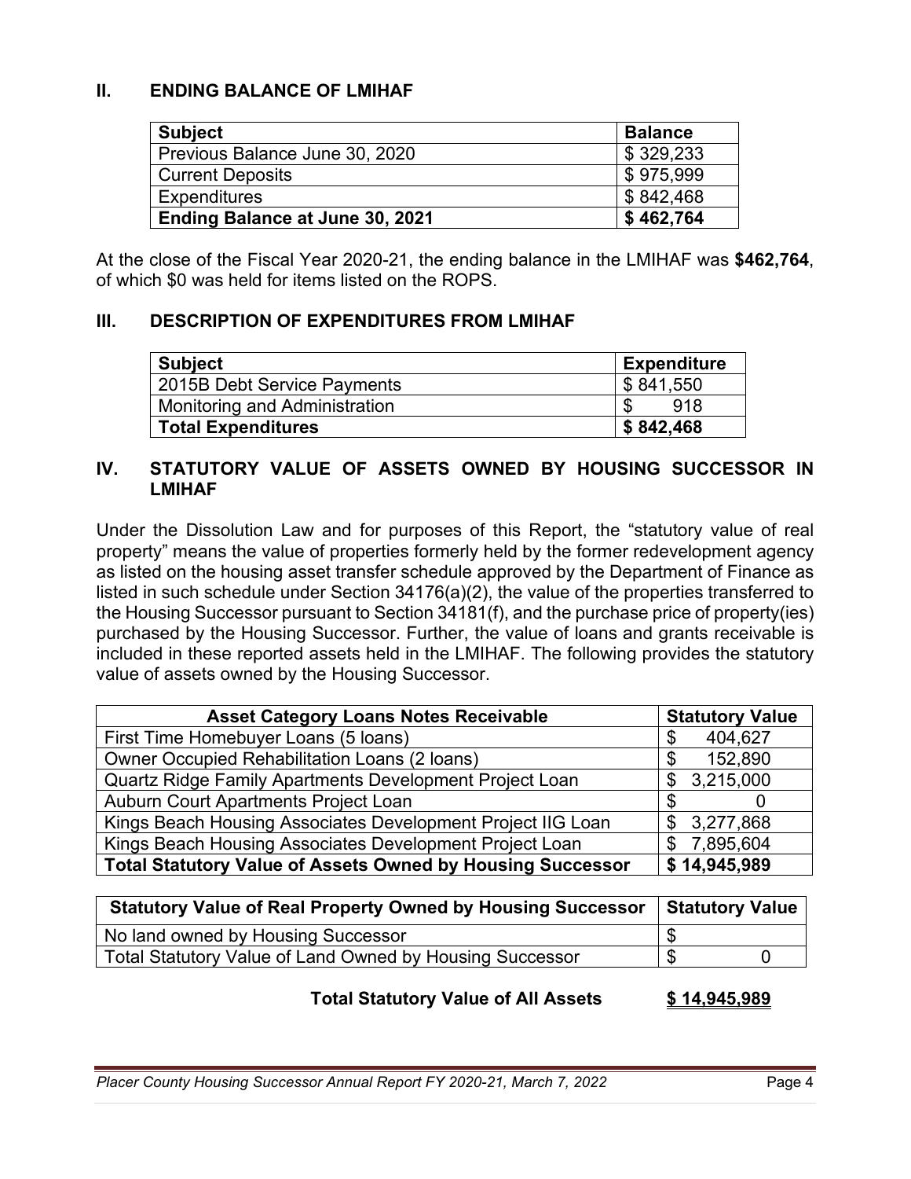## II. ENDING BALANCE OF LMIHAF

| Subject | Balance |
|---|---|
| Previous Balance June 30, 2020 | $ 329,233 |
| Current Deposits | $ 975,999 |
| Expenditures | $ 842,468 |
| **Ending Balance at June 30, 2021** | **$ 462,764** |

At the close of the Fiscal Year 2020-21, the ending balance in the LMIHAF was **$462,764**, of which $0 was held for items listed on the ROPS.

## III. DESCRIPTION OF EXPENDITURES FROM LMIHAF

| Subject | Expenditure |
|---|---|
| 2015B Debt Service Payments | $ 841,550 |
| Monitoring and Administration | $ 918 |
| **Total Expenditures** | **$ 842,468** |

## IV. STATUTORY VALUE OF ASSETS OWNED BY HOUSING SUCCESSOR IN LMIHAF

Under the Dissolution Law and for purposes of this Report, the "statutory value of real property" means the value of properties formerly held by the former redevelopment agency as listed on the housing asset transfer schedule approved by the Department of Finance as listed in such schedule under Section 34176(a)(2), the value of the properties transferred to the Housing Successor pursuant to Section 34181(f), and the purchase price of property(ies) purchased by the Housing Successor. Further, the value of loans and grants receivable is included in these reported assets held in the LMIHAF. The following provides the statutory value of assets owned by the Housing Successor.

| Asset Category Loans Notes Receivable | Statutory Value |
|---|---|
| First Time Homebuyer Loans (5 loans) | $ 404,627 |
| Owner Occupied Rehabilitation Loans (2 loans) | $ 152,890 |
| Quartz Ridge Family Apartments Development Project Loan | $ 3,215,000 |
| Auburn Court Apartments Project Loan | $ 0 |
| Kings Beach Housing Associates Development Project IIG Loan | $ 3,277,868 |
| Kings Beach Housing Associates Development Project Loan | $ 7,895,604 |
| **Total Statutory Value of Assets Owned by Housing Successor** | **$ 14,945,989** |

| Statutory Value of Real Property Owned by Housing Successor | Statutory Value |
|---|---|
| No land owned by Housing Successor | $ |
| Total Statutory Value of Land Owned by Housing Successor | $ 0 |

**Total Statutory Value of All Assets** **$ 14,945,989**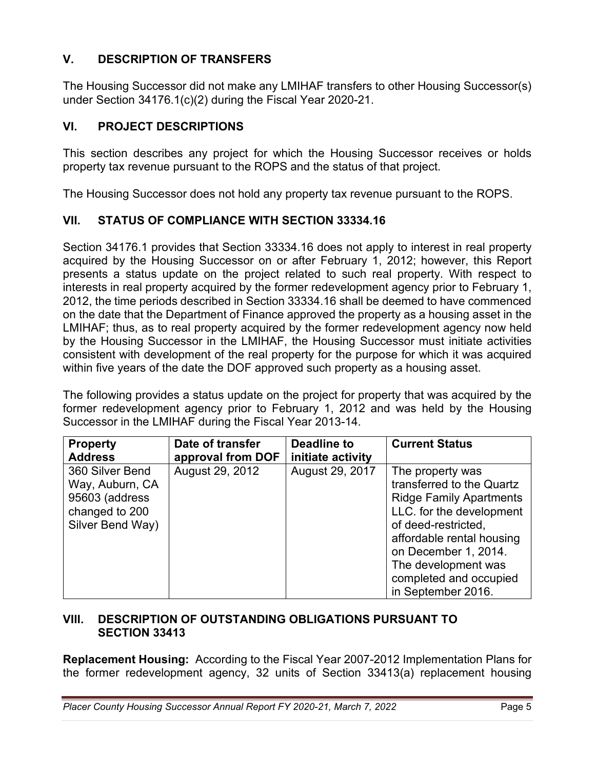## V. DESCRIPTION OF TRANSFERS

The Housing Successor did not make any LMIHAF transfers to other Housing Successor(s) under Section 34176.1(c)(2) during the Fiscal Year 2020-21.

## VI. PROJECT DESCRIPTIONS

This section describes any project for which the Housing Successor receives or holds property tax revenue pursuant to the ROPS and the status of that project.

The Housing Successor does not hold any property tax revenue pursuant to the ROPS.

## VII. STATUS OF COMPLIANCE WITH SECTION 33334.16

Section 34176.1 provides that Section 33334.16 does not apply to interest in real property acquired by the Housing Successor on or after February 1, 2012; however, this Report presents a status update on the project related to such real property. With respect to interests in real property acquired by the former redevelopment agency prior to February 1, 2012, the time periods described in Section 33334.16 shall be deemed to have commenced on the date that the Department of Finance approved the property as a housing asset in the LMIHAF; thus, as to real property acquired by the former redevelopment agency now held by the Housing Successor in the LMIHAF, the Housing Successor must initiate activities consistent with development of the real property for the purpose for which it was acquired within five years of the date the DOF approved such property as a housing asset.

The following provides a status update on the project for property that was acquired by the former redevelopment agency prior to February 1, 2012 and was held by the Housing Successor in the LMIHAF during the Fiscal Year 2013-14.

| Property Address | Date of transfer approval from DOF | Deadline to initiate activity | Current Status |
|---|---|---|---|
| 360 Silver Bend Way, Auburn, CA 95603 (address changed to 200 Silver Bend Way) | August 29, 2012 | August 29, 2017 | The property was transferred to the Quartz Ridge Family Apartments LLC. for the development of deed-restricted, affordable rental housing on December 1, 2014. The development was completed and occupied in September 2016. |

## VIII. DESCRIPTION OF OUTSTANDING OBLIGATIONS PURSUANT TO SECTION 33413

**Replacement Housing:** According to the Fiscal Year 2007-2012 Implementation Plans for the former redevelopment agency, 32 units of Section 33413(a) replacement housing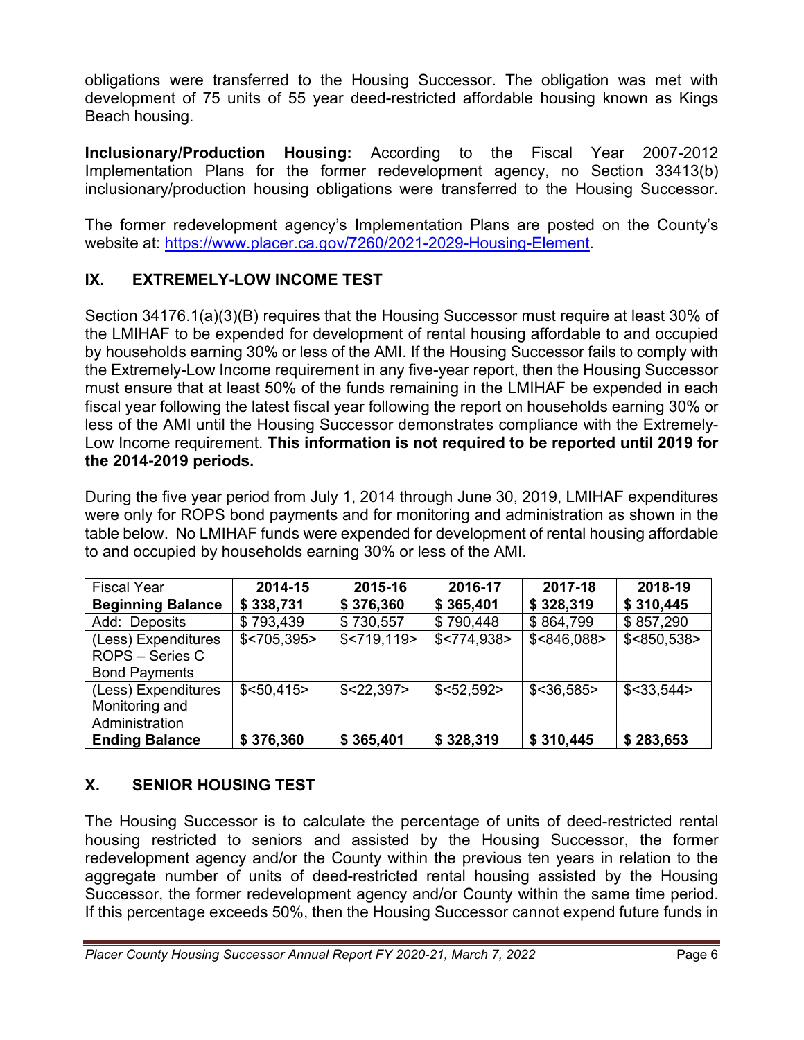obligations were transferred to the Housing Successor. The obligation was met with development of 75 units of 55 year deed-restricted affordable housing known as Kings Beach housing.

**Inclusionary/Production Housing:** According to the Fiscal Year 2007-2012 Implementation Plans for the former redevelopment agency, no Section 33413(b) inclusionary/production housing obligations were transferred to the Housing Successor.

The former redevelopment agency's Implementation Plans are posted on the County's website at: [https://www.placer.ca.gov/7260/2021-2029-Housing-Element](https://www.placer.ca.gov/7260/2021-2029-Housing-Element).

## IX. EXTREMELY-LOW INCOME TEST

Section 34176.1(a)(3)(B) requires that the Housing Successor must require at least 30% of the LMIHAF to be expended for development of rental housing affordable to and occupied by households earning 30% or less of the AMI. If the Housing Successor fails to comply with the Extremely-Low Income requirement in any five-year report, then the Housing Successor must ensure that at least 50% of the funds remaining in the LMIHAF be expended in each fiscal year following the latest fiscal year following the report on households earning 30% or less of the AMI until the Housing Successor demonstrates compliance with the Extremely-Low Income requirement. **This information is not required to be reported until 2019 for the 2014-2019 periods.**

During the five year period from July 1, 2014 through June 30, 2019, LMIHAF expenditures were only for ROPS bond payments and for monitoring and administration as shown in the table below. No LMIHAF funds were expended for development of rental housing affordable to and occupied by households earning 30% or less of the AMI.

| Fiscal Year | **2014-15** | **2015-16** | **2016-17** | **2017-18** | **2018-19** |
|---|---|---|---|---|---|
| **Beginning Balance** | **$ 338,731** | **$ 376,360** | **$ 365,401** | **$ 328,319** | **$ 310,445** |
| Add: Deposits | $ 793,439 | $ 730,557 | $ 790,448 | $ 864,799 | $ 857,290 |
| (Less) Expenditures ROPS – Series C Bond Payments | $<705,395> | $<719,119> | $<774,938> | $<846,088> | $<850,538> |
| (Less) Expenditures Monitoring and Administration | $<50,415> | $<22,397> | $<52,592> | $<36,585> | $<33,544> |
| **Ending Balance** | **$ 376,360** | **$ 365,401** | **$ 328,319** | **$ 310,445** | **$ 283,653** |

## X. SENIOR HOUSING TEST

The Housing Successor is to calculate the percentage of units of deed-restricted rental housing restricted to seniors and assisted by the Housing Successor, the former redevelopment agency and/or the County within the previous ten years in relation to the aggregate number of units of deed-restricted rental housing assisted by the Housing Successor, the former redevelopment agency and/or County within the same time period. If this percentage exceeds 50%, then the Housing Successor cannot expend future funds in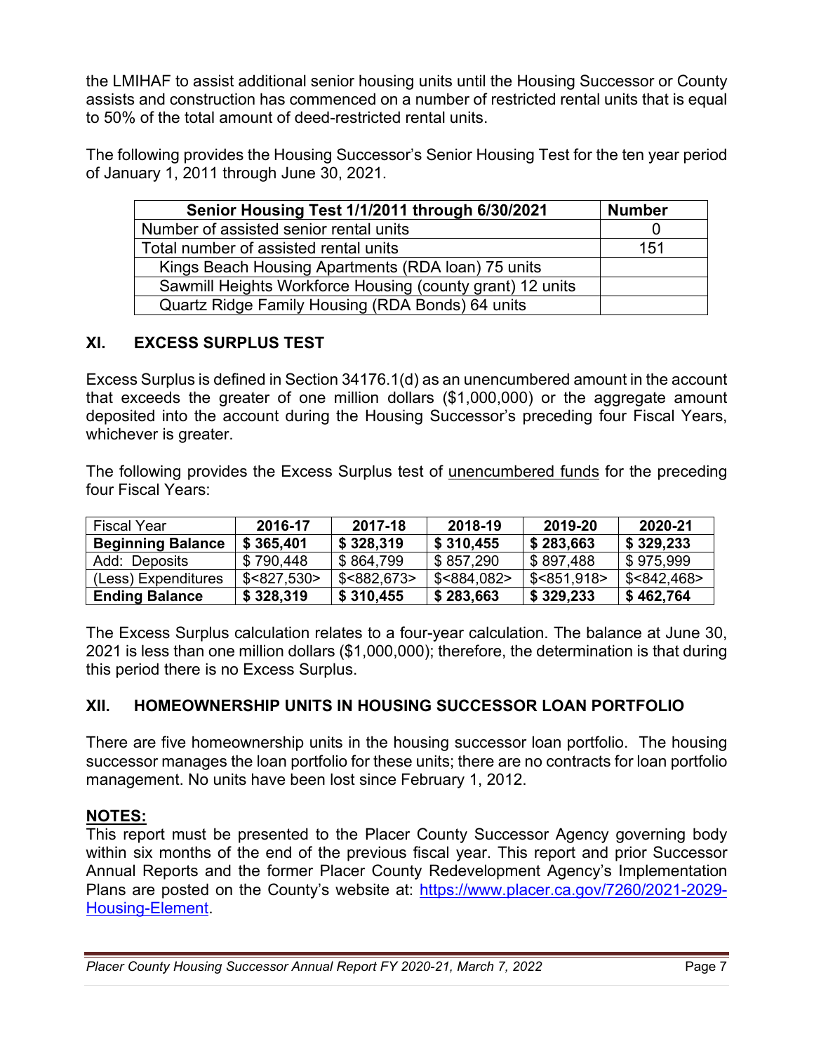the LMIHAF to assist additional senior housing units until the Housing Successor or County assists and construction has commenced on a number of restricted rental units that is equal to 50% of the total amount of deed-restricted rental units.

The following provides the Housing Successor's Senior Housing Test for the ten year period of January 1, 2011 through June 30, 2021.

| Senior Housing Test 1/1/2011 through 6/30/2021 | Number |
|---|---|
| Number of assisted senior rental units | 0 |
| Total number of assisted rental units | 151 |
| Kings Beach Housing Apartments (RDA loan) 75 units | |
| Sawmill Heights Workforce Housing (county grant) 12 units | |
| Quartz Ridge Family Housing (RDA Bonds) 64 units | |

## XI. EXCESS SURPLUS TEST

Excess Surplus is defined in Section 34176.1(d) as an unencumbered amount in the account that exceeds the greater of one million dollars ($1,000,000) or the aggregate amount deposited into the account during the Housing Successor's preceding four Fiscal Years, whichever is greater.

The following provides the Excess Surplus test of unencumbered funds for the preceding four Fiscal Years:

| Fiscal Year | 2016-17 | 2017-18 | 2018-19 | 2019-20 | 2020-21 |
|---|---|---|---|---|---|
| **Beginning Balance** | **$ 365,401** | **$ 328,319** | **$ 310,455** | **$ 283,663** | **$ 329,233** |
| Add: Deposits | $ 790,448 | $ 864,799 | $ 857,290 | $ 897,488 | $ 975,999 |
| (Less) Expenditures | $<827,530> | $<882,673> | $<884,082> | $<851,918> | $<842,468> |
| **Ending Balance** | **$ 328,319** | **$ 310,455** | **$ 283,663** | **$ 329,233** | **$ 462,764** |

The Excess Surplus calculation relates to a four-year calculation. The balance at June 30, 2021 is less than one million dollars ($1,000,000); therefore, the determination is that during this period there is no Excess Surplus.

## XII. HOMEOWNERSHIP UNITS IN HOUSING SUCCESSOR LOAN PORTFOLIO

There are five homeownership units in the housing successor loan portfolio. The housing successor manages the loan portfolio for these units; there are no contracts for loan portfolio management. No units have been lost since February 1, 2012.

**NOTES:**

This report must be presented to the Placer County Successor Agency governing body within six months of the end of the previous fiscal year. This report and prior Successor Annual Reports and the former Placer County Redevelopment Agency's Implementation Plans are posted on the County's website at: https://www.placer.ca.gov/7260/2021-2029-Housing-Element.